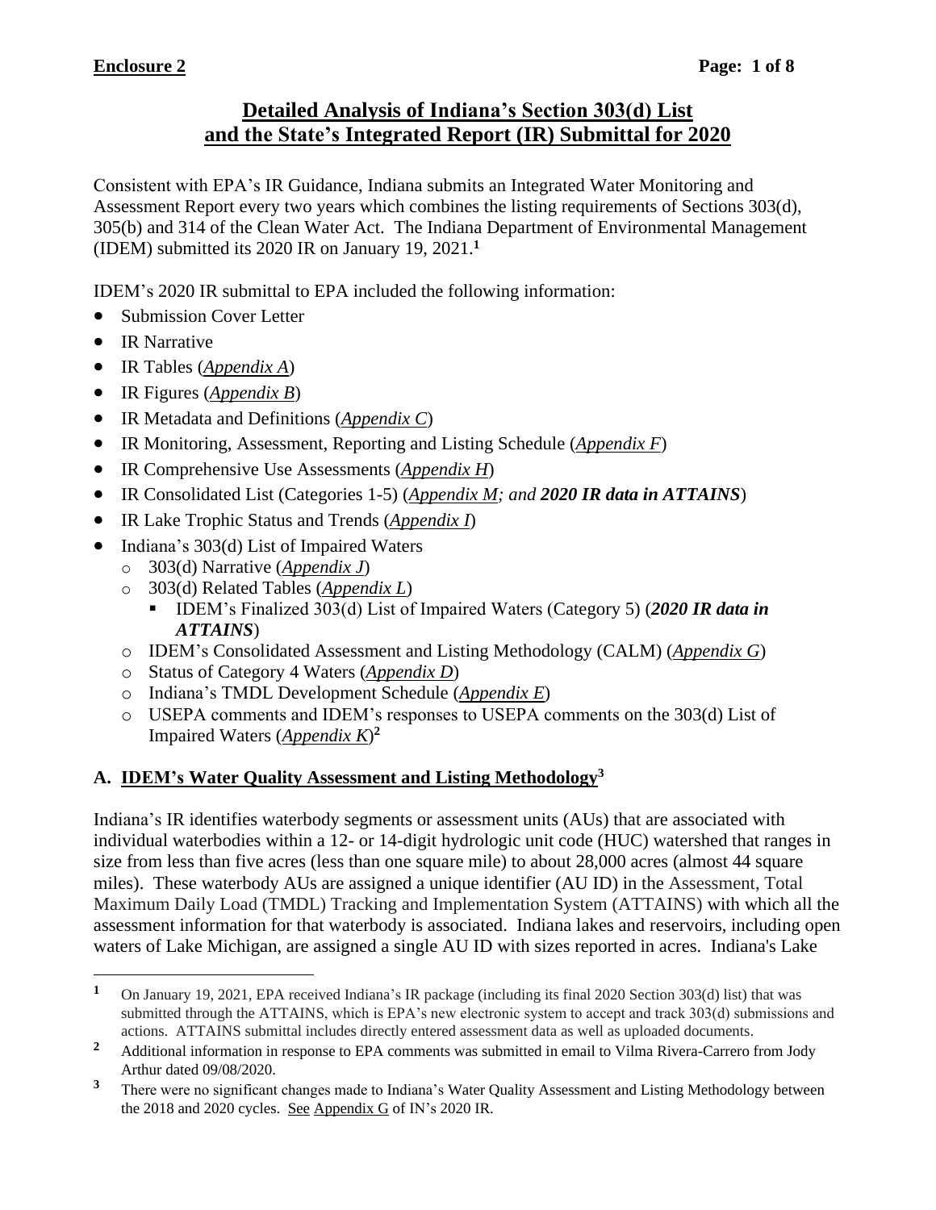**Enclosure 2**

# Detailed Analysis of Indiana's Section 303(d) List and the State's Integrated Report (IR) Submittal for 2020

Consistent with EPA's IR Guidance, Indiana submits an Integrated Water Monitoring and Assessment Report every two years which combines the listing requirements of Sections 303(d), 305(b) and 314 of the Clean Water Act. The Indiana Department of Environmental Management (IDEM) submitted its 2020 IR on January 19, 2021.[1]

IDEM's 2020 IR submittal to EPA included the following information:

- Submission Cover Letter
- IR Narrative
- IR Tables (*Appendix A*)
- IR Figures (*Appendix B*)
- IR Metadata and Definitions (*Appendix C*)
- IR Monitoring, Assessment, Reporting and Listing Schedule (*Appendix F*)
- IR Comprehensive Use Assessments (*Appendix H*)
- IR Consolidated List (Categories 1-5) (*Appendix M; and* ***2020 IR data in ATTAINS***)
- IR Lake Trophic Status and Trends (*Appendix I*)
- Indiana's 303(d) List of Impaired Waters
  - 303(d) Narrative (*Appendix J*)
  - 303(d) Related Tables (*Appendix L*)
    - IDEM's Finalized 303(d) List of Impaired Waters (Category 5) (***2020 IR data in ATTAINS***)
  - IDEM's Consolidated Assessment and Listing Methodology (CALM) (*Appendix G*)
  - Status of Category 4 Waters (*Appendix D*)
  - Indiana's TMDL Development Schedule (*Appendix E*)
  - USEPA comments and IDEM's responses to USEPA comments on the 303(d) List of Impaired Waters (*Appendix K*)[2]

## A. IDEM's Water Quality Assessment and Listing Methodology[3]

Indiana's IR identifies waterbody segments or assessment units (AUs) that are associated with individual waterbodies within a 12- or 14-digit hydrologic unit code (HUC) watershed that ranges in size from less than five acres (less than one square mile) to about 28,000 acres (almost 44 square miles). These waterbody AUs are assigned a unique identifier (AU ID) in the Assessment, Total Maximum Daily Load (TMDL) Tracking and Implementation System (ATTAINS) with which all the assessment information for that waterbody is associated. Indiana lakes and reservoirs, including open waters of Lake Michigan, are assigned a single AU ID with sizes reported in acres. Indiana's Lake

---

[1] On January 19, 2021, EPA received Indiana's IR package (including its final 2020 Section 303(d) list) that was submitted through the ATTAINS, which is EPA's new electronic system to accept and track 303(d) submissions and actions. ATTAINS submittal includes directly entered assessment data as well as uploaded documents.

[2] Additional information in response to EPA comments was submitted in email to Vilma Rivera-Carrero from Jody Arthur dated 09/08/2020.

[3] There were no significant changes made to Indiana's Water Quality Assessment and Listing Methodology between the 2018 and 2020 cycles. See Appendix G of IN's 2020 IR.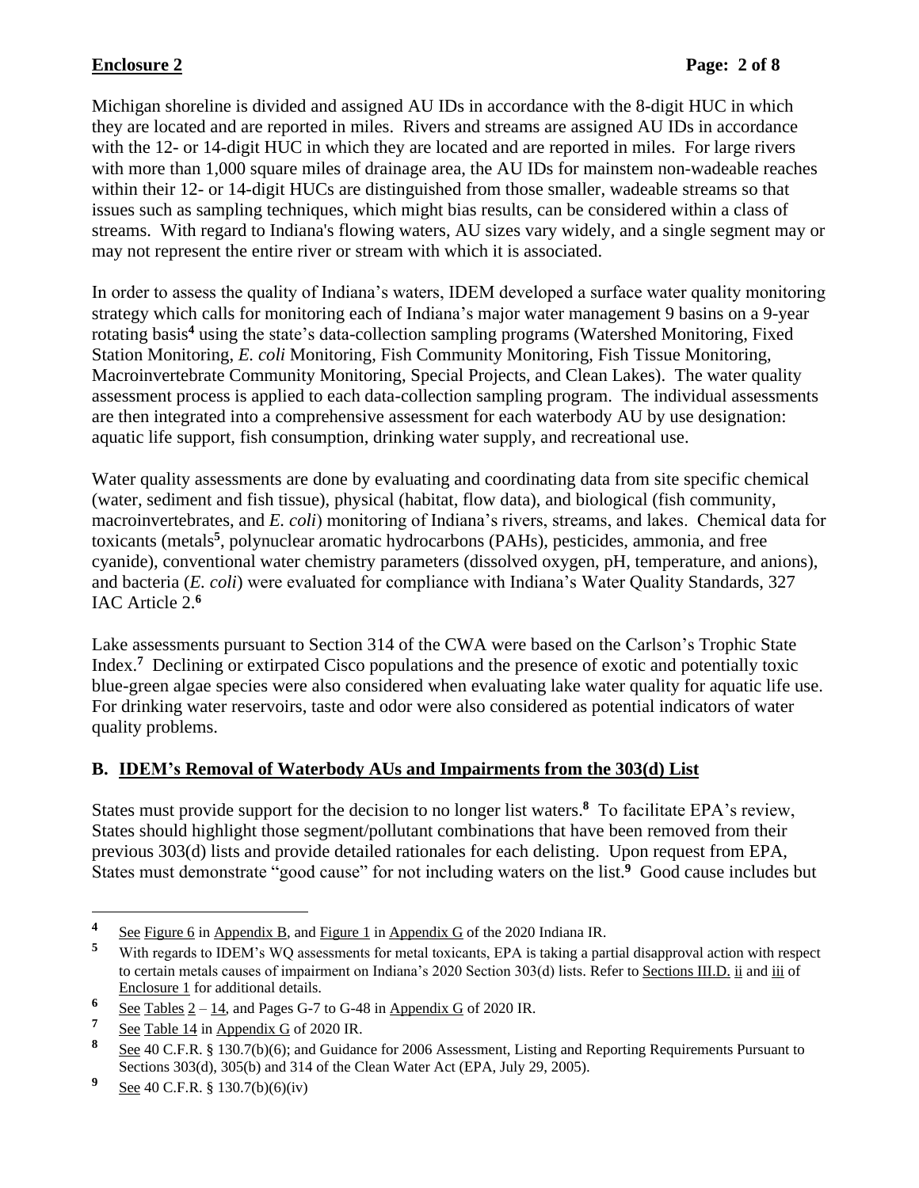Michigan shoreline is divided and assigned AU IDs in accordance with the 8-digit HUC in which they are located and are reported in miles. Rivers and streams are assigned AU IDs in accordance with the 12- or 14-digit HUC in which they are located and are reported in miles. For large rivers with more than 1,000 square miles of drainage area, the AU IDs for mainstem non-wadeable reaches within their 12- or 14-digit HUCs are distinguished from those smaller, wadeable streams so that issues such as sampling techniques, which might bias results, can be considered within a class of streams. With regard to Indiana's flowing waters, AU sizes vary widely, and a single segment may or may not represent the entire river or stream with which it is associated.

In order to assess the quality of Indiana's waters, IDEM developed a surface water quality monitoring strategy which calls for monitoring each of Indiana's major water management 9 basins on a 9-year rotating basis[4] using the state's data-collection sampling programs (Watershed Monitoring, Fixed Station Monitoring, *E. coli* Monitoring, Fish Community Monitoring, Fish Tissue Monitoring, Macroinvertebrate Community Monitoring, Special Projects, and Clean Lakes). The water quality assessment process is applied to each data-collection sampling program. The individual assessments are then integrated into a comprehensive assessment for each waterbody AU by use designation: aquatic life support, fish consumption, drinking water supply, and recreational use.

Water quality assessments are done by evaluating and coordinating data from site specific chemical (water, sediment and fish tissue), physical (habitat, flow data), and biological (fish community, macroinvertebrates, and *E. coli*) monitoring of Indiana's rivers, streams, and lakes. Chemical data for toxicants (metals[5], polynuclear aromatic hydrocarbons (PAHs), pesticides, ammonia, and free cyanide), conventional water chemistry parameters (dissolved oxygen, pH, temperature, and anions), and bacteria (*E. coli*) were evaluated for compliance with Indiana's Water Quality Standards, 327 IAC Article 2.[6]

Lake assessments pursuant to Section 314 of the CWA were based on the Carlson's Trophic State Index.[7] Declining or extirpated Cisco populations and the presence of exotic and potentially toxic blue-green algae species were also considered when evaluating lake water quality for aquatic life use. For drinking water reservoirs, taste and odor were also considered as potential indicators of water quality problems.

## B. IDEM's Removal of Waterbody AUs and Impairments from the 303(d) List

States must provide support for the decision to no longer list waters.[8] To facilitate EPA's review, States should highlight those segment/pollutant combinations that have been removed from their previous 303(d) lists and provide detailed rationales for each delisting. Upon request from EPA, States must demonstrate "good cause" for not including waters on the list.[9] Good cause includes but

---

[4] See Figure 6 in Appendix B, and Figure 1 in Appendix G of the 2020 Indiana IR.

[5] With regards to IDEM's WQ assessments for metal toxicants, EPA is taking a partial disapproval action with respect to certain metals causes of impairment on Indiana's 2020 Section 303(d) lists. Refer to Sections III.D. ii and iii of Enclosure 1 for additional details.

[6] See Tables 2 – 14, and Pages G-7 to G-48 in Appendix G of 2020 IR.

[7] See Table 14 in Appendix G of 2020 IR.

[8] See 40 C.F.R. § 130.7(b)(6); and Guidance for 2006 Assessment, Listing and Reporting Requirements Pursuant to Sections 303(d), 305(b) and 314 of the Clean Water Act (EPA, July 29, 2005).

[9] See 40 C.F.R. § 130.7(b)(6)(iv)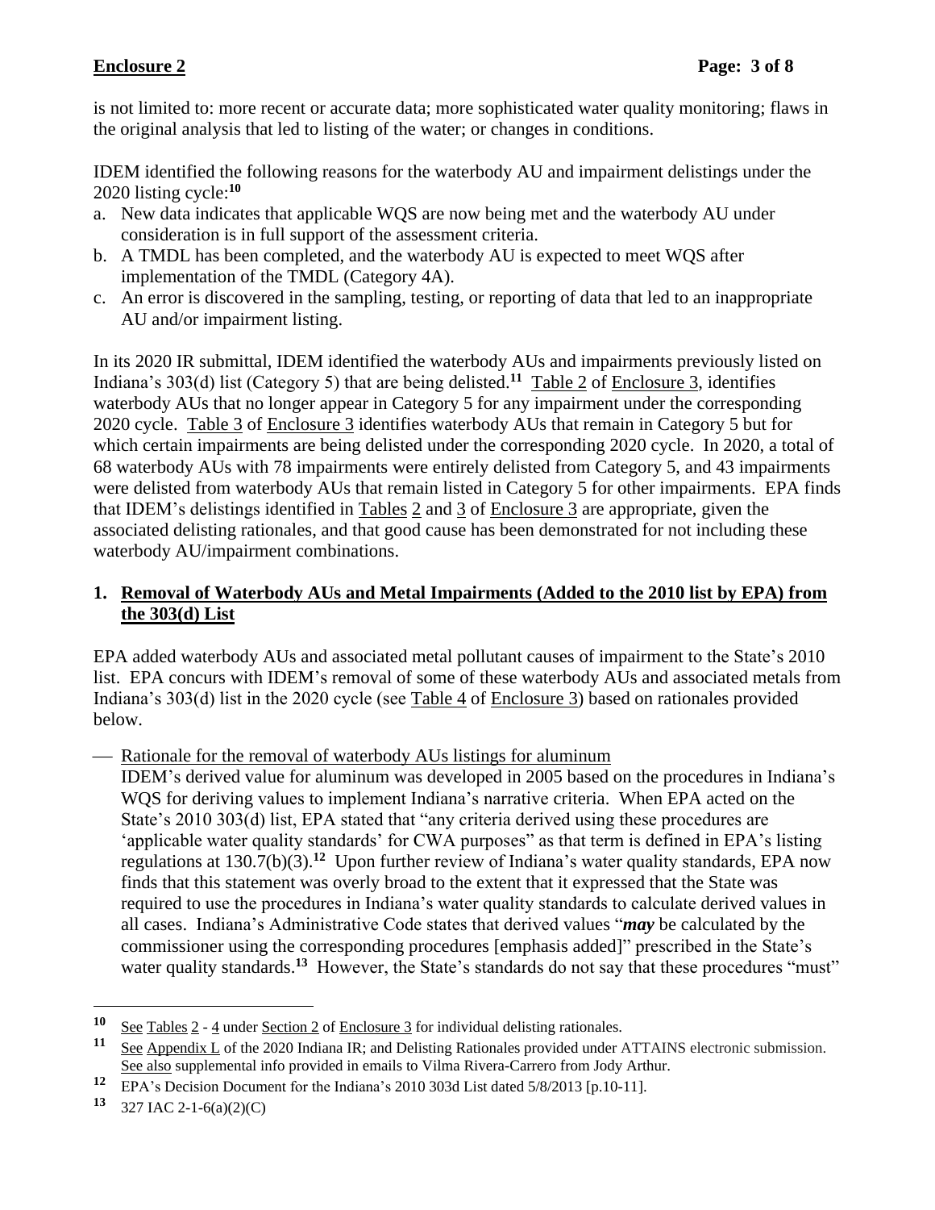is not limited to: more recent or accurate data; more sophisticated water quality monitoring; flaws in the original analysis that led to listing of the water; or changes in conditions.

IDEM identified the following reasons for the waterbody AU and impairment delistings under the 2020 listing cycle:[10]

a. New data indicates that applicable WQS are now being met and the waterbody AU under consideration is in full support of the assessment criteria.
b. A TMDL has been completed, and the waterbody AU is expected to meet WQS after implementation of the TMDL (Category 4A).
c. An error is discovered in the sampling, testing, or reporting of data that led to an inappropriate AU and/or impairment listing.

In its 2020 IR submittal, IDEM identified the waterbody AUs and impairments previously listed on Indiana's 303(d) list (Category 5) that are being delisted.[11] Table 2 of Enclosure 3, identifies waterbody AUs that no longer appear in Category 5 for any impairment under the corresponding 2020 cycle. Table 3 of Enclosure 3 identifies waterbody AUs that remain in Category 5 but for which certain impairments are being delisted under the corresponding 2020 cycle. In 2020, a total of 68 waterbody AUs with 78 impairments were entirely delisted from Category 5, and 43 impairments were delisted from waterbody AUs that remain listed in Category 5 for other impairments. EPA finds that IDEM's delistings identified in Tables 2 and 3 of Enclosure 3 are appropriate, given the associated delisting rationales, and that good cause has been demonstrated for not including these waterbody AU/impairment combinations.

## 1. Removal of Waterbody AUs and Metal Impairments (Added to the 2010 list by EPA) from the 303(d) List

EPA added waterbody AUs and associated metal pollutant causes of impairment to the State's 2010 list. EPA concurs with IDEM's removal of some of these waterbody AUs and associated metals from Indiana's 303(d) list in the 2020 cycle (see Table 4 of Enclosure 3) based on rationales provided below.

— Rationale for the removal of waterbody AUs listings for aluminum

IDEM's derived value for aluminum was developed in 2005 based on the procedures in Indiana's WQS for deriving values to implement Indiana's narrative criteria. When EPA acted on the State's 2010 303(d) list, EPA stated that "any criteria derived using these procedures are 'applicable water quality standards' for CWA purposes" as that term is defined in EPA's listing regulations at 130.7(b)(3).[12] Upon further review of Indiana's water quality standards, EPA now finds that this statement was overly broad to the extent that it expressed that the State was required to use the procedures in Indiana's water quality standards to calculate derived values in all cases. Indiana's Administrative Code states that derived values "***may*** be calculated by the commissioner using the corresponding procedures [emphasis added]" prescribed in the State's water quality standards.[13] However, the State's standards do not say that these procedures "must"

---

[10] See Tables 2 - 4 under Section 2 of Enclosure 3 for individual delisting rationales.

[11] See Appendix L of the 2020 Indiana IR; and Delisting Rationales provided under ATTAINS electronic submission. See also supplemental info provided in emails to Vilma Rivera-Carrero from Jody Arthur.

[12] EPA's Decision Document for the Indiana's 2010 303d List dated 5/8/2013 [p.10-11].

[13] 327 IAC 2-1-6(a)(2)(C)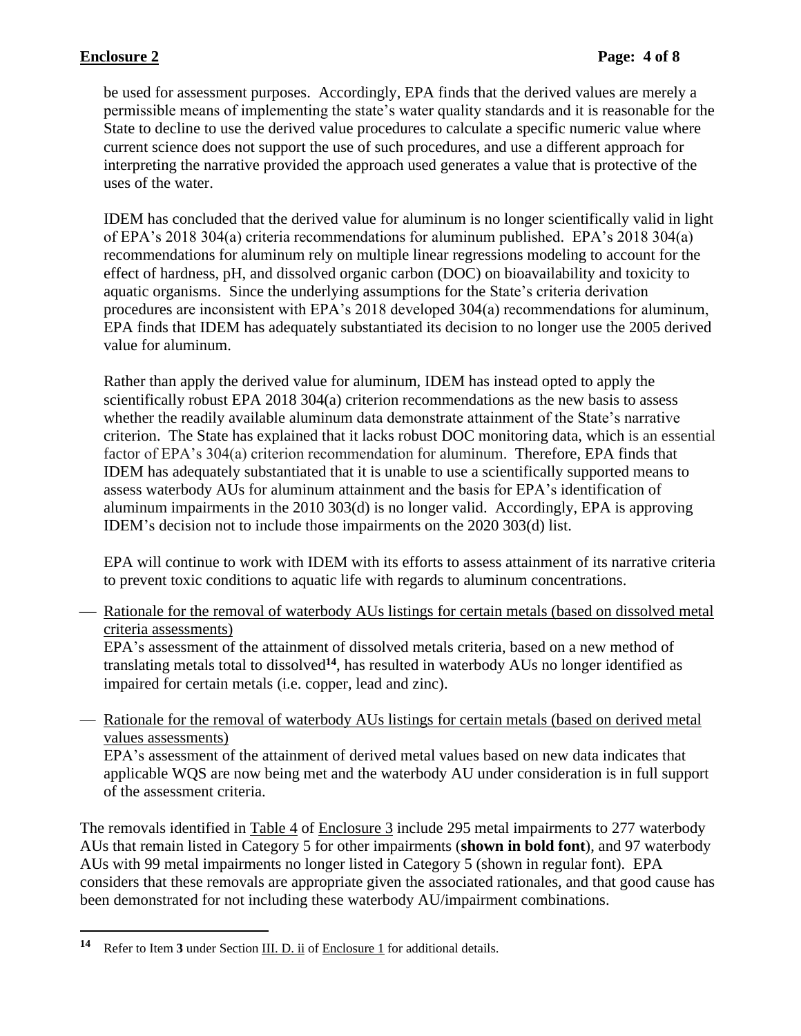be used for assessment purposes. Accordingly, EPA finds that the derived values are merely a permissible means of implementing the state's water quality standards and it is reasonable for the State to decline to use the derived value procedures to calculate a specific numeric value where current science does not support the use of such procedures, and use a different approach for interpreting the narrative provided the approach used generates a value that is protective of the uses of the water.

IDEM has concluded that the derived value for aluminum is no longer scientifically valid in light of EPA's 2018 304(a) criteria recommendations for aluminum published. EPA's 2018 304(a) recommendations for aluminum rely on multiple linear regressions modeling to account for the effect of hardness, pH, and dissolved organic carbon (DOC) on bioavailability and toxicity to aquatic organisms. Since the underlying assumptions for the State's criteria derivation procedures are inconsistent with EPA's 2018 developed 304(a) recommendations for aluminum, EPA finds that IDEM has adequately substantiated its decision to no longer use the 2005 derived value for aluminum.

Rather than apply the derived value for aluminum, IDEM has instead opted to apply the scientifically robust EPA 2018 304(a) criterion recommendations as the new basis to assess whether the readily available aluminum data demonstrate attainment of the State's narrative criterion. The State has explained that it lacks robust DOC monitoring data, which is an essential factor of EPA's 304(a) criterion recommendation for aluminum. Therefore, EPA finds that IDEM has adequately substantiated that it is unable to use a scientifically supported means to assess waterbody AUs for aluminum attainment and the basis for EPA's identification of aluminum impairments in the 2010 303(d) is no longer valid. Accordingly, EPA is approving IDEM's decision not to include those impairments on the 2020 303(d) list.

EPA will continue to work with IDEM with its efforts to assess attainment of its narrative criteria to prevent toxic conditions to aquatic life with regards to aluminum concentrations.

- Rationale for the removal of waterbody AUs listings for certain metals (based on dissolved metal criteria assessments)
  EPA's assessment of the attainment of dissolved metals criteria, based on a new method of translating metals total to dissolved[14], has resulted in waterbody AUs no longer identified as impaired for certain metals (i.e. copper, lead and zinc).

- Rationale for the removal of waterbody AUs listings for certain metals (based on derived metal values assessments)
  EPA's assessment of the attainment of derived metal values based on new data indicates that applicable WQS are now being met and the waterbody AU under consideration is in full support of the assessment criteria.

The removals identified in Table 4 of Enclosure 3 include 295 metal impairments to 277 waterbody AUs that remain listed in Category 5 for other impairments (**shown in bold font**), and 97 waterbody AUs with 99 metal impairments no longer listed in Category 5 (shown in regular font). EPA considers that these removals are appropriate given the associated rationales, and that good cause has been demonstrated for not including these waterbody AU/impairment combinations.

[14] Refer to Item **3** under Section III. D. ii of Enclosure 1 for additional details.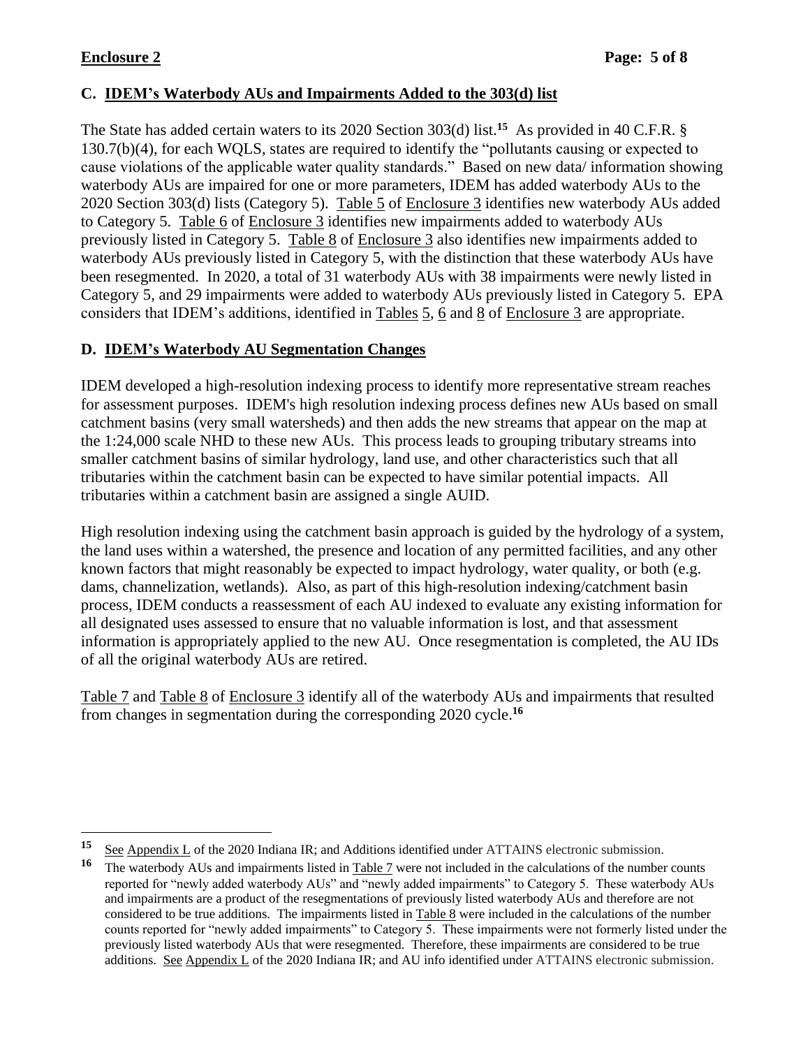## C. IDEM's Waterbody AUs and Impairments Added to the 303(d) list

The State has added certain waters to its 2020 Section 303(d) list.[15] As provided in 40 C.F.R. § 130.7(b)(4), for each WQLS, states are required to identify the "pollutants causing or expected to cause violations of the applicable water quality standards." Based on new data/ information showing waterbody AUs are impaired for one or more parameters, IDEM has added waterbody AUs to the 2020 Section 303(d) lists (Category 5). Table 5 of Enclosure 3 identifies new waterbody AUs added to Category 5. Table 6 of Enclosure 3 identifies new impairments added to waterbody AUs previously listed in Category 5. Table 8 of Enclosure 3 also identifies new impairments added to waterbody AUs previously listed in Category 5, with the distinction that these waterbody AUs have been resegmented. In 2020, a total of 31 waterbody AUs with 38 impairments were newly listed in Category 5, and 29 impairments were added to waterbody AUs previously listed in Category 5. EPA considers that IDEM's additions, identified in Tables 5, 6 and 8 of Enclosure 3 are appropriate.

## D. IDEM's Waterbody AU Segmentation Changes

IDEM developed a high-resolution indexing process to identify more representative stream reaches for assessment purposes. IDEM's high resolution indexing process defines new AUs based on small catchment basins (very small watersheds) and then adds the new streams that appear on the map at the 1:24,000 scale NHD to these new AUs. This process leads to grouping tributary streams into smaller catchment basins of similar hydrology, land use, and other characteristics such that all tributaries within the catchment basin can be expected to have similar potential impacts. All tributaries within a catchment basin are assigned a single AUID.

High resolution indexing using the catchment basin approach is guided by the hydrology of a system, the land uses within a watershed, the presence and location of any permitted facilities, and any other known factors that might reasonably be expected to impact hydrology, water quality, or both (e.g. dams, channelization, wetlands). Also, as part of this high-resolution indexing/catchment basin process, IDEM conducts a reassessment of each AU indexed to evaluate any existing information for all designated uses assessed to ensure that no valuable information is lost, and that assessment information is appropriately applied to the new AU. Once resegmentation is completed, the AU IDs of all the original waterbody AUs are retired.

Table 7 and Table 8 of Enclosure 3 identify all of the waterbody AUs and impairments that resulted from changes in segmentation during the corresponding 2020 cycle.[16]

---

[15] See Appendix L of the 2020 Indiana IR; and Additions identified under ATTAINS electronic submission.

[16] The waterbody AUs and impairments listed in Table 7 were not included in the calculations of the number counts reported for "newly added waterbody AUs" and "newly added impairments" to Category 5. These waterbody AUs and impairments are a product of the resegmentations of previously listed waterbody AUs and therefore are not considered to be true additions. The impairments listed in Table 8 were included in the calculations of the number counts reported for "newly added impairments" to Category 5. These impairments were not formerly listed under the previously listed waterbody AUs that were resegmented. Therefore, these impairments are considered to be true additions. See Appendix L of the 2020 Indiana IR; and AU info identified under ATTAINS electronic submission.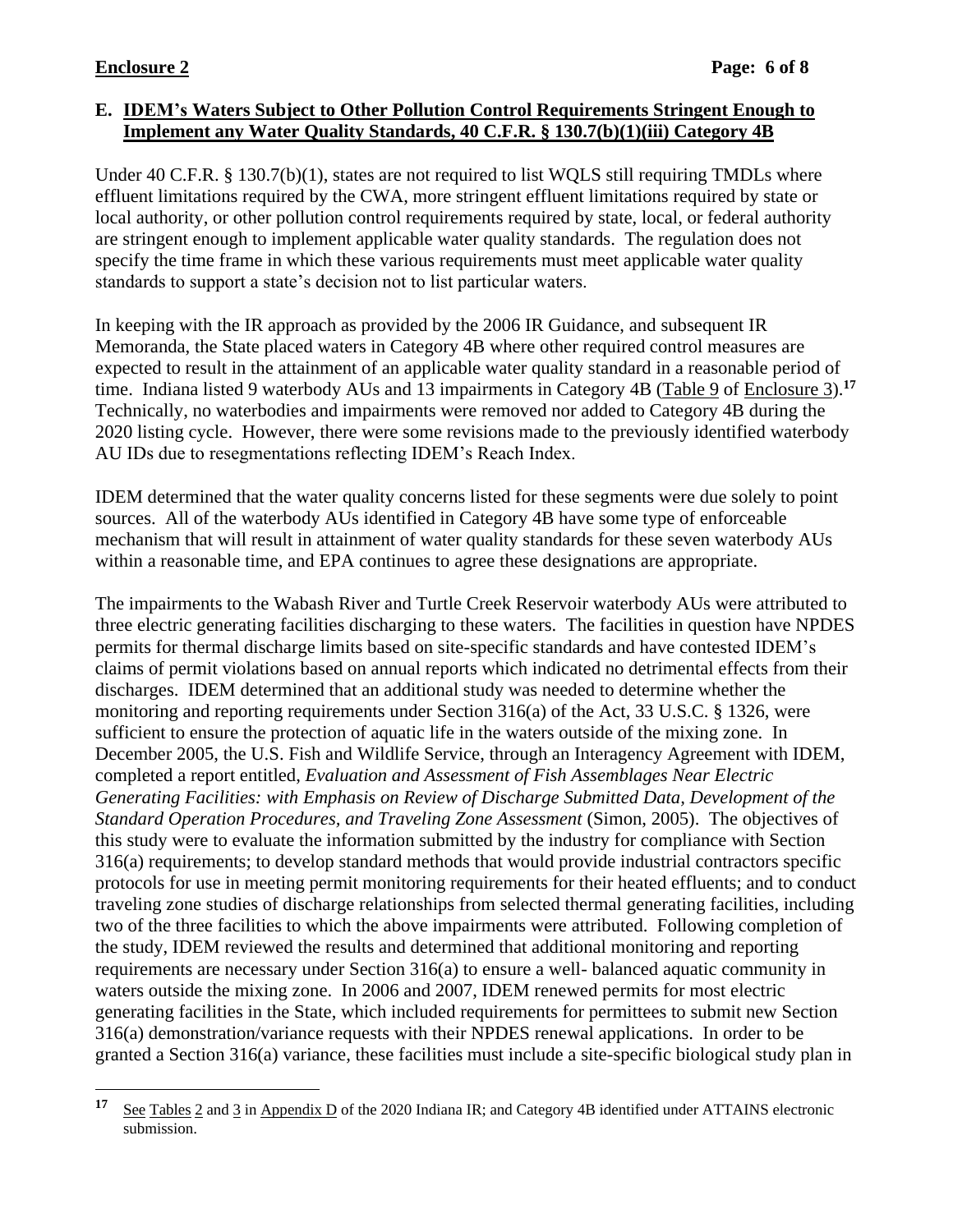## E. IDEM's Waters Subject to Other Pollution Control Requirements Stringent Enough to Implement any Water Quality Standards, 40 C.F.R. § 130.7(b)(1)(iii) Category 4B

Under 40 C.F.R. § 130.7(b)(1), states are not required to list WQLS still requiring TMDLs where effluent limitations required by the CWA, more stringent effluent limitations required by state or local authority, or other pollution control requirements required by state, local, or federal authority are stringent enough to implement applicable water quality standards. The regulation does not specify the time frame in which these various requirements must meet applicable water quality standards to support a state's decision not to list particular waters.

In keeping with the IR approach as provided by the 2006 IR Guidance, and subsequent IR Memoranda, the State placed waters in Category 4B where other required control measures are expected to result in the attainment of an applicable water quality standard in a reasonable period of time. Indiana listed 9 waterbody AUs and 13 impairments in Category 4B (Table 9 of Enclosure 3).[17] Technically, no waterbodies and impairments were removed nor added to Category 4B during the 2020 listing cycle. However, there were some revisions made to the previously identified waterbody AU IDs due to resegmentations reflecting IDEM's Reach Index.

IDEM determined that the water quality concerns listed for these segments were due solely to point sources. All of the waterbody AUs identified in Category 4B have some type of enforceable mechanism that will result in attainment of water quality standards for these seven waterbody AUs within a reasonable time, and EPA continues to agree these designations are appropriate.

The impairments to the Wabash River and Turtle Creek Reservoir waterbody AUs were attributed to three electric generating facilities discharging to these waters. The facilities in question have NPDES permits for thermal discharge limits based on site-specific standards and have contested IDEM's claims of permit violations based on annual reports which indicated no detrimental effects from their discharges. IDEM determined that an additional study was needed to determine whether the monitoring and reporting requirements under Section 316(a) of the Act, 33 U.S.C. § 1326, were sufficient to ensure the protection of aquatic life in the waters outside of the mixing zone. In December 2005, the U.S. Fish and Wildlife Service, through an Interagency Agreement with IDEM, completed a report entitled, *Evaluation and Assessment of Fish Assemblages Near Electric Generating Facilities: with Emphasis on Review of Discharge Submitted Data, Development of the Standard Operation Procedures, and Traveling Zone Assessment* (Simon, 2005). The objectives of this study were to evaluate the information submitted by the industry for compliance with Section 316(a) requirements; to develop standard methods that would provide industrial contractors specific protocols for use in meeting permit monitoring requirements for their heated effluents; and to conduct traveling zone studies of discharge relationships from selected thermal generating facilities, including two of the three facilities to which the above impairments were attributed. Following completion of the study, IDEM reviewed the results and determined that additional monitoring and reporting requirements are necessary under Section 316(a) to ensure a well- balanced aquatic community in waters outside the mixing zone. In 2006 and 2007, IDEM renewed permits for most electric generating facilities in the State, which included requirements for permittees to submit new Section 316(a) demonstration/variance requests with their NPDES renewal applications. In order to be granted a Section 316(a) variance, these facilities must include a site-specific biological study plan in

[17] See Tables 2 and 3 in Appendix D of the 2020 Indiana IR; and Category 4B identified under ATTAINS electronic submission.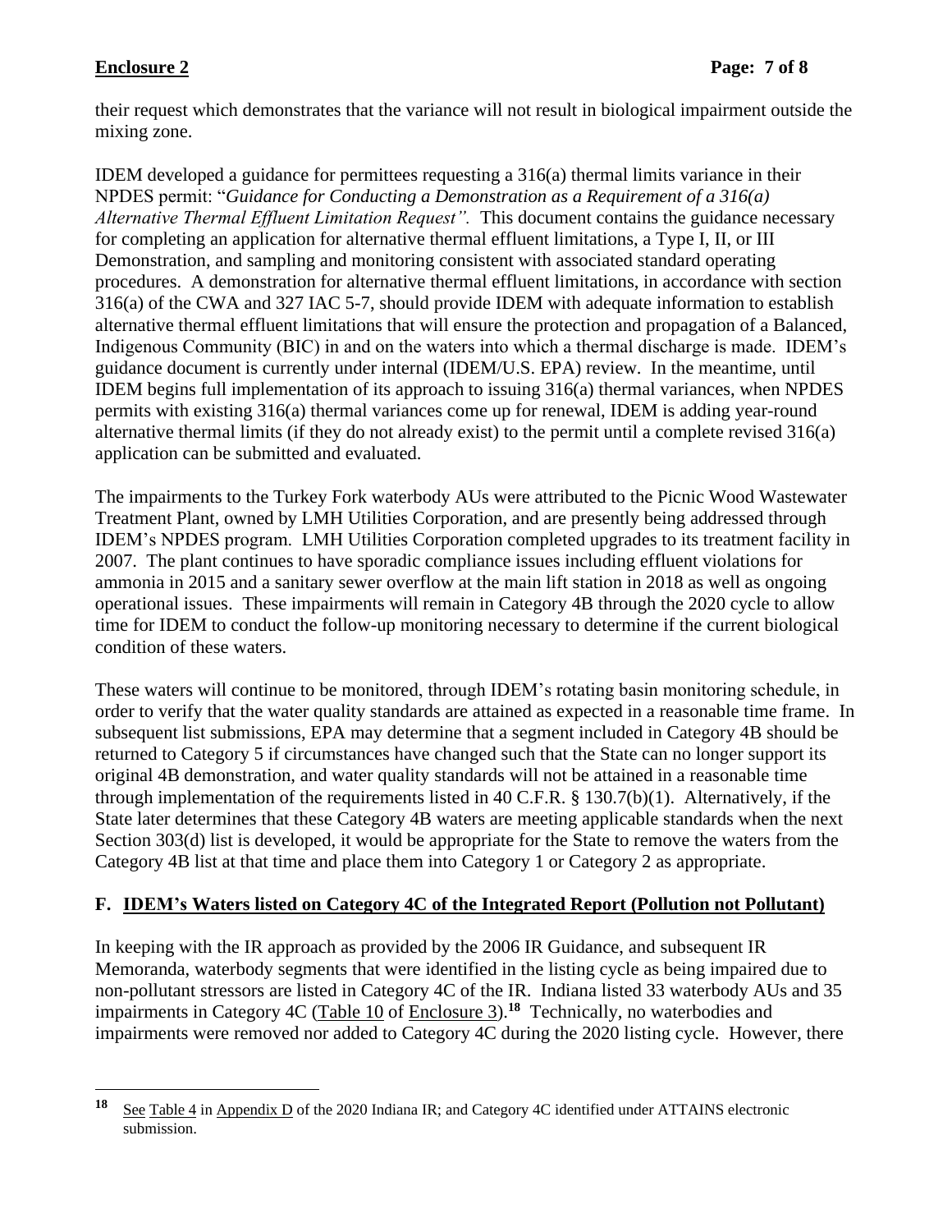their request which demonstrates that the variance will not result in biological impairment outside the mixing zone.

IDEM developed a guidance for permittees requesting a 316(a) thermal limits variance in their NPDES permit: "*Guidance for Conducting a Demonstration as a Requirement of a 316(a) Alternative Thermal Effluent Limitation Request".* This document contains the guidance necessary for completing an application for alternative thermal effluent limitations, a Type I, II, or III Demonstration, and sampling and monitoring consistent with associated standard operating procedures. A demonstration for alternative thermal effluent limitations, in accordance with section 316(a) of the CWA and 327 IAC 5-7, should provide IDEM with adequate information to establish alternative thermal effluent limitations that will ensure the protection and propagation of a Balanced, Indigenous Community (BIC) in and on the waters into which a thermal discharge is made. IDEM's guidance document is currently under internal (IDEM/U.S. EPA) review. In the meantime, until IDEM begins full implementation of its approach to issuing 316(a) thermal variances, when NPDES permits with existing 316(a) thermal variances come up for renewal, IDEM is adding year-round alternative thermal limits (if they do not already exist) to the permit until a complete revised 316(a) application can be submitted and evaluated.

The impairments to the Turkey Fork waterbody AUs were attributed to the Picnic Wood Wastewater Treatment Plant, owned by LMH Utilities Corporation, and are presently being addressed through IDEM's NPDES program. LMH Utilities Corporation completed upgrades to its treatment facility in 2007. The plant continues to have sporadic compliance issues including effluent violations for ammonia in 2015 and a sanitary sewer overflow at the main lift station in 2018 as well as ongoing operational issues. These impairments will remain in Category 4B through the 2020 cycle to allow time for IDEM to conduct the follow-up monitoring necessary to determine if the current biological condition of these waters.

These waters will continue to be monitored, through IDEM's rotating basin monitoring schedule, in order to verify that the water quality standards are attained as expected in a reasonable time frame. In subsequent list submissions, EPA may determine that a segment included in Category 4B should be returned to Category 5 if circumstances have changed such that the State can no longer support its original 4B demonstration, and water quality standards will not be attained in a reasonable time through implementation of the requirements listed in 40 C.F.R. § 130.7(b)(1). Alternatively, if the State later determines that these Category 4B waters are meeting applicable standards when the next Section 303(d) list is developed, it would be appropriate for the State to remove the waters from the Category 4B list at that time and place them into Category 1 or Category 2 as appropriate.

## F. IDEM's Waters listed on Category 4C of the Integrated Report (Pollution not Pollutant)

In keeping with the IR approach as provided by the 2006 IR Guidance, and subsequent IR Memoranda, waterbody segments that were identified in the listing cycle as being impaired due to non-pollutant stressors are listed in Category 4C of the IR. Indiana listed 33 waterbody AUs and 35 impairments in Category 4C (Table 10 of Enclosure 3).[18] Technically, no waterbodies and impairments were removed nor added to Category 4C during the 2020 listing cycle. However, there

[18] See Table 4 in Appendix D of the 2020 Indiana IR; and Category 4C identified under ATTAINS electronic submission.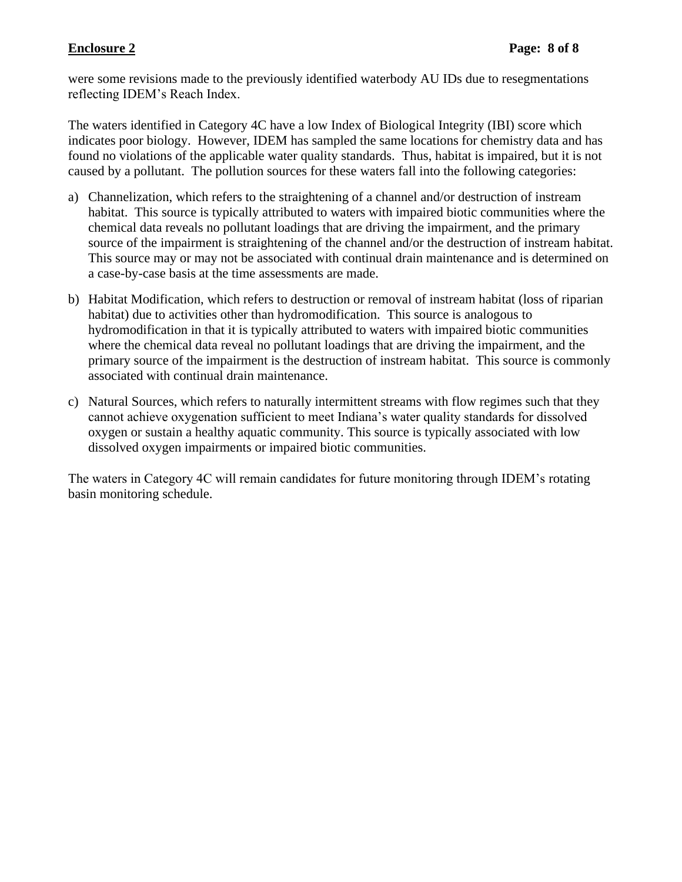were some revisions made to the previously identified waterbody AU IDs due to resegmentations reflecting IDEM's Reach Index.

The waters identified in Category 4C have a low Index of Biological Integrity (IBI) score which indicates poor biology. However, IDEM has sampled the same locations for chemistry data and has found no violations of the applicable water quality standards. Thus, habitat is impaired, but it is not caused by a pollutant. The pollution sources for these waters fall into the following categories:

a) Channelization, which refers to the straightening of a channel and/or destruction of instream habitat. This source is typically attributed to waters with impaired biotic communities where the chemical data reveals no pollutant loadings that are driving the impairment, and the primary source of the impairment is straightening of the channel and/or the destruction of instream habitat. This source may or may not be associated with continual drain maintenance and is determined on a case-by-case basis at the time assessments are made.

b) Habitat Modification, which refers to destruction or removal of instream habitat (loss of riparian habitat) due to activities other than hydromodification. This source is analogous to hydromodification in that it is typically attributed to waters with impaired biotic communities where the chemical data reveal no pollutant loadings that are driving the impairment, and the primary source of the impairment is the destruction of instream habitat. This source is commonly associated with continual drain maintenance.

c) Natural Sources, which refers to naturally intermittent streams with flow regimes such that they cannot achieve oxygenation sufficient to meet Indiana's water quality standards for dissolved oxygen or sustain a healthy aquatic community. This source is typically associated with low dissolved oxygen impairments or impaired biotic communities.

The waters in Category 4C will remain candidates for future monitoring through IDEM's rotating basin monitoring schedule.